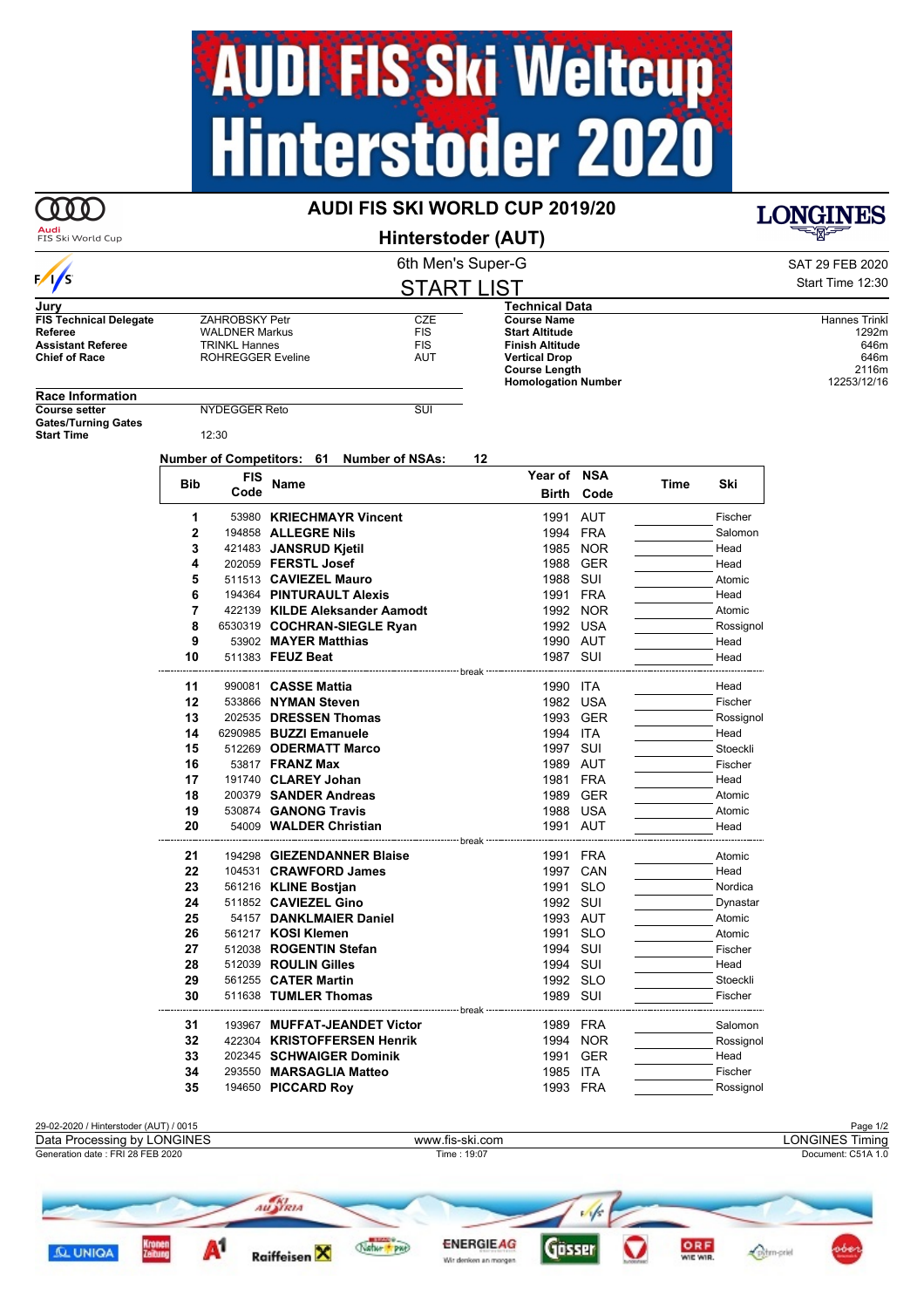# AUDI FIS Ski Weltcup Hinterstoder 2020

## AUDI FIS SKI WORLD CUP 2019/20

## Hinterstoder (AUT)

6th Men's Super-G

SAT 29 FEB 2020

Start Time 12:30

## START LIST

**Jury**

| | | |
|---|---|---|
| **FIS Technical Delegate** | ZAHROBSKY Petr | CZE |
| **Referee** | WALDNER Markus | FIS |
| **Assistant Referee** | TRINKL Hannes | FIS |
| **Chief of Race** | ROHREGGER Eveline | AUT |

**Technical Data**

| | |
|---|---|
| **Course Name** | Hannes Trinkl |
| **Start Altitude** | 1292m |
| **Finish Altitude** | 646m |
| **Vertical Drop** | 646m |
| **Course Length** | 2116m |
| **Homologation Number** | 12253/12/16 |

**Race Information**

| | | |
|---|---|---|
| **Course setter** | NYDEGGER Reto | SUI |
| **Gates/Turning Gates** | | |
| **Start Time** | 12:30 | |

**Number of Competitors: 61 Number of NSAs: 12**

| Bib | FIS Code | Name | Year of Birth | NSA Code | Time | Ski |
|---|---|---|---|---|---|---|
| 1 | 53980 | **KRIECHMAYR Vincent** | 1991 | AUT | | Fischer |
| 2 | 194858 | **ALLEGRE Nils** | 1994 | FRA | | Salomon |
| 3 | 421483 | **JANSRUD Kjetil** | 1985 | NOR | | Head |
| 4 | 202059 | **FERSTL Josef** | 1988 | GER | | Head |
| 5 | 511513 | **CAVIEZEL Mauro** | 1988 | SUI | | Atomic |
| 6 | 194364 | **PINTURAULT Alexis** | 1991 | FRA | | Head |
| 7 | 422139 | **KILDE Aleksander Aamodt** | 1992 | NOR | | Atomic |
| 8 | 6530319 | **COCHRAN-SIEGLE Ryan** | 1992 | USA | | Rossignol |
| 9 | 53902 | **MAYER Matthias** | 1990 | AUT | | Head |
| 10 | 511383 | **FEUZ Beat** | 1987 | SUI | | Head |
| | | break | | | | |
| 11 | 990081 | **CASSE Mattia** | 1990 | ITA | | Head |
| 12 | 533866 | **NYMAN Steven** | 1982 | USA | | Fischer |
| 13 | 202535 | **DRESSEN Thomas** | 1993 | GER | | Rossignol |
| 14 | 6290985 | **BUZZI Emanuele** | 1994 | ITA | | Head |
| 15 | 512269 | **ODERMATT Marco** | 1997 | SUI | | Stoeckli |
| 16 | 53817 | **FRANZ Max** | 1989 | AUT | | Fischer |
| 17 | 191740 | **CLAREY Johan** | 1981 | FRA | | Head |
| 18 | 200379 | **SANDER Andreas** | 1989 | GER | | Atomic |
| 19 | 530874 | **GANONG Travis** | 1988 | USA | | Atomic |
| 20 | 54009 | **WALDER Christian** | 1991 | AUT | | Head |
| | | break | | | | |
| 21 | 194298 | **GIEZENDANNER Blaise** | 1991 | FRA | | Atomic |
| 22 | 104531 | **CRAWFORD James** | 1997 | CAN | | Head |
| 23 | 561216 | **KLINE Bostjan** | 1991 | SLO | | Nordica |
| 24 | 511852 | **CAVIEZEL Gino** | 1992 | SUI | | Dynastar |
| 25 | 54157 | **DANKLMAIER Daniel** | 1993 | AUT | | Atomic |
| 26 | 561217 | **KOSI Klemen** | 1991 | SLO | | Atomic |
| 27 | 512038 | **ROGENTIN Stefan** | 1994 | SUI | | Fischer |
| 28 | 512039 | **ROULIN Gilles** | 1994 | SUI | | Head |
| 29 | 561255 | **CATER Martin** | 1992 | SLO | | Stoeckli |
| 30 | 511638 | **TUMLER Thomas** | 1989 | SUI | | Fischer |
| | | break | | | | |
| 31 | 193967 | **MUFFAT-JEANDET Victor** | 1989 | FRA | | Salomon |
| 32 | 422304 | **KRISTOFFERSEN Henrik** | 1994 | NOR | | Rossignol |
| 33 | 202345 | **SCHWAIGER Dominik** | 1991 | GER | | Head |
| 34 | 293550 | **MARSAGLIA Matteo** | 1985 | ITA | | Fischer |
| 35 | 194650 | **PICCARD Roy** | 1993 | FRA | | Rossignol |

29-02-2020 / Hinterstoder (AUT) / 0015

Data Processing by LONGINES | www.fis-ski.com | LONGINES Timing

Generation date : FRI 28 FEB 2020 | Time : 19:07 | Document: C51A 1.0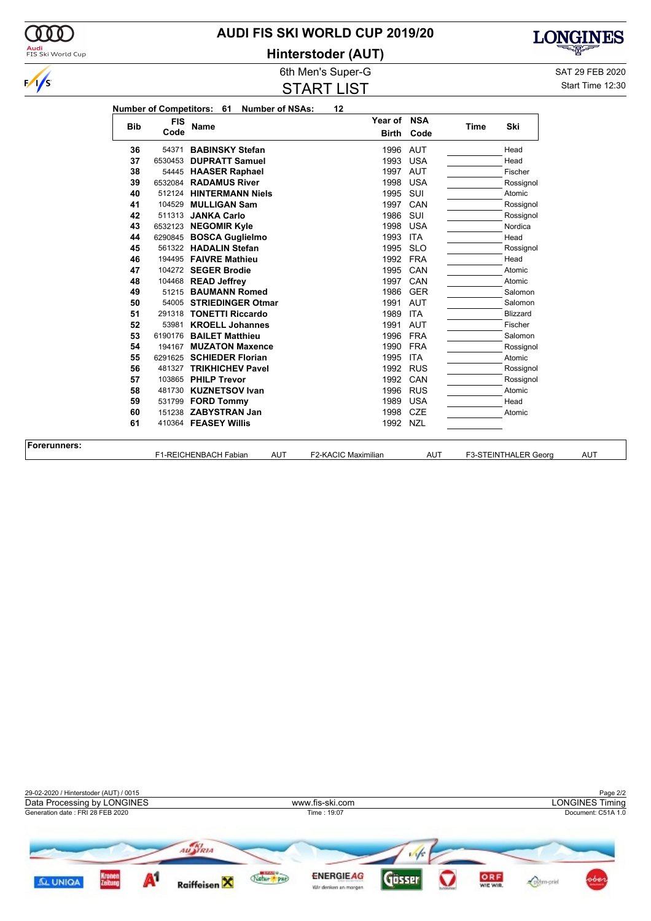# AUDI FIS SKI WORLD CUP 2019/20

## Hinterstoder (AUT)

6th Men's Super-G

SAT 29 FEB 2020

START LIST

Start Time 12:30

**Number of Competitors: 61  Number of NSAs: 12**

| Bib | FIS Code | Name | Year of Birth | NSA Code | Time | Ski |
|---|---|---|---|---|---|---|
| 36 | 54371 | **BABINSKY Stefan** | 1996 | AUT | | Head |
| 37 | 6530453 | **DUPRATT Samuel** | 1993 | USA | | Head |
| 38 | 54445 | **HAASER Raphael** | 1997 | AUT | | Fischer |
| 39 | 6532084 | **RADAMUS River** | 1998 | USA | | Rossignol |
| 40 | 512124 | **HINTERMANN Niels** | 1995 | SUI | | Atomic |
| 41 | 104529 | **MULLIGAN Sam** | 1997 | CAN | | Rossignol |
| 42 | 511313 | **JANKA Carlo** | 1986 | SUI | | Rossignol |
| 43 | 6532123 | **NEGOMIR Kyle** | 1998 | USA | | Nordica |
| 44 | 6290845 | **BOSCA Guglielmo** | 1993 | ITA | | Head |
| 45 | 561322 | **HADALIN Stefan** | 1995 | SLO | | Rossignol |
| 46 | 194495 | **FAIVRE Mathieu** | 1992 | FRA | | Head |
| 47 | 104272 | **SEGER Brodie** | 1995 | CAN | | Atomic |
| 48 | 104468 | **READ Jeffrey** | 1997 | CAN | | Atomic |
| 49 | 51215 | **BAUMANN Romed** | 1986 | GER | | Salomon |
| 50 | 54005 | **STRIEDINGER Otmar** | 1991 | AUT | | Salomon |
| 51 | 291318 | **TONETTI Riccardo** | 1989 | ITA | | Blizzard |
| 52 | 53981 | **KROELL Johannes** | 1991 | AUT | | Fischer |
| 53 | 6190176 | **BAILET Matthieu** | 1996 | FRA | | Salomon |
| 54 | 194167 | **MUZATON Maxence** | 1990 | FRA | | Rossignol |
| 55 | 6291625 | **SCHIEDER Florian** | 1995 | ITA | | Atomic |
| 56 | 481327 | **TRIKHICHEV Pavel** | 1992 | RUS | | Rossignol |
| 57 | 103865 | **PHILP Trevor** | 1992 | CAN | | Rossignol |
| 58 | 481730 | **KUZNETSOV Ivan** | 1996 | RUS | | Atomic |
| 59 | 531799 | **FORD Tommy** | 1989 | USA | | Head |
| 60 | 151238 | **ZABYSTRAN Jan** | 1998 | CZE | | Atomic |
| 61 | 410364 | **FEASEY Willis** | 1992 | NZL | | |

**Forerunners:**

F1-REICHENBACH Fabian AUT  F2-KACIC Maximilian AUT  F3-STEINTHALER Georg AUT

29-02-2020 / Hinterstoder (AUT) / 0015

Data Processing by LONGINES  www.fis-ski.com  LONGINES Timing

Generation date : FRI 28 FEB 2020  Time : 19:07  Document: C51A 1.0